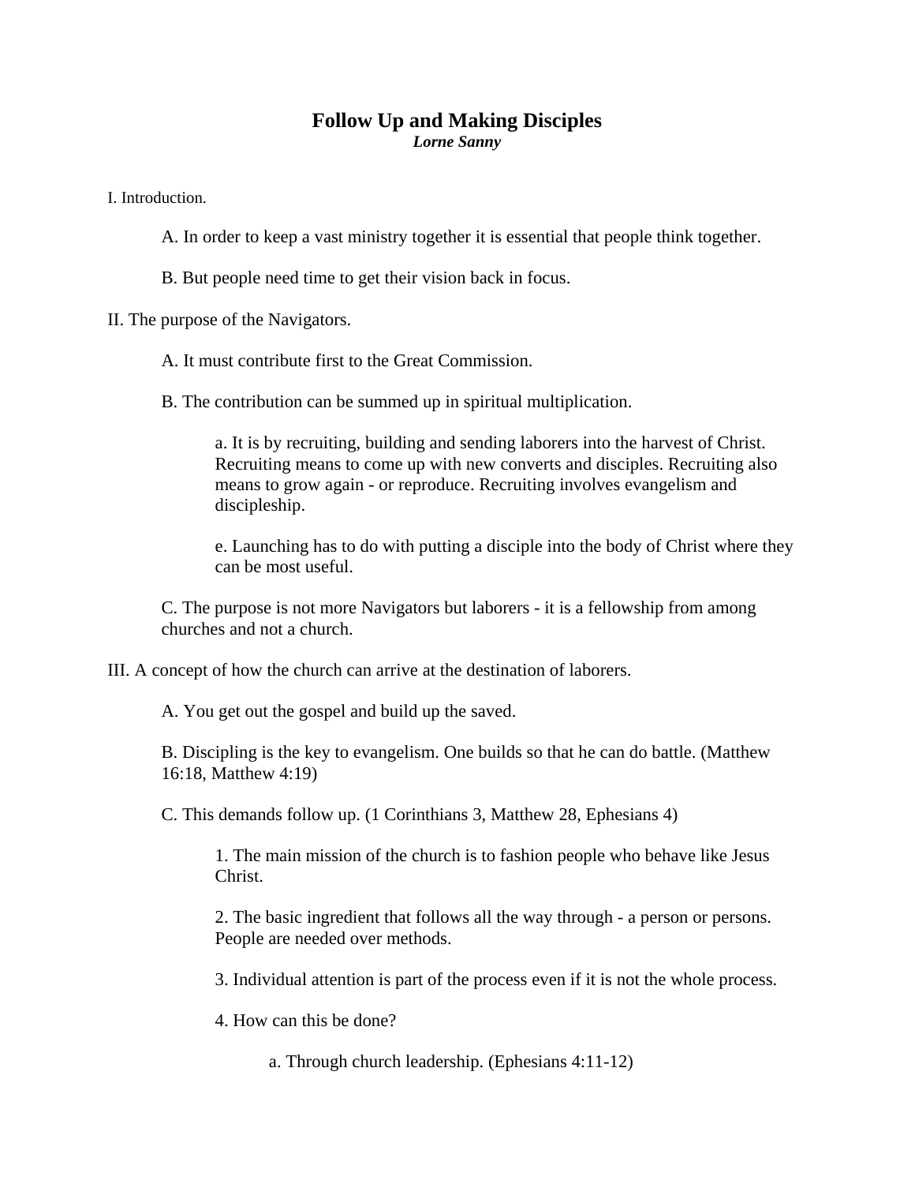# Follow Up and Making Disciples

***Lorne Sanny***

I. Introduction.

A. In order to keep a vast ministry together it is essential that people think together.

B. But people need time to get their vision back in focus.

II. The purpose of the Navigators.

A. It must contribute first to the Great Commission.

B. The contribution can be summed up in spiritual multiplication.

a. It is by recruiting, building and sending laborers into the harvest of Christ. Recruiting means to come up with new converts and disciples. Recruiting also means to grow again - or reproduce. Recruiting involves evangelism and discipleship.

e. Launching has to do with putting a disciple into the body of Christ where they can be most useful.

C. The purpose is not more Navigators but laborers - it is a fellowship from among churches and not a church.

III. A concept of how the church can arrive at the destination of laborers.

A. You get out the gospel and build up the saved.

B. Discipling is the key to evangelism. One builds so that he can do battle. (Matthew 16:18, Matthew 4:19)

C. This demands follow up. (1 Corinthians 3, Matthew 28, Ephesians 4)

1. The main mission of the church is to fashion people who behave like Jesus Christ.

2. The basic ingredient that follows all the way through - a person or persons. People are needed over methods.

3. Individual attention is part of the process even if it is not the whole process.

4. How can this be done?

a. Through church leadership. (Ephesians 4:11-12)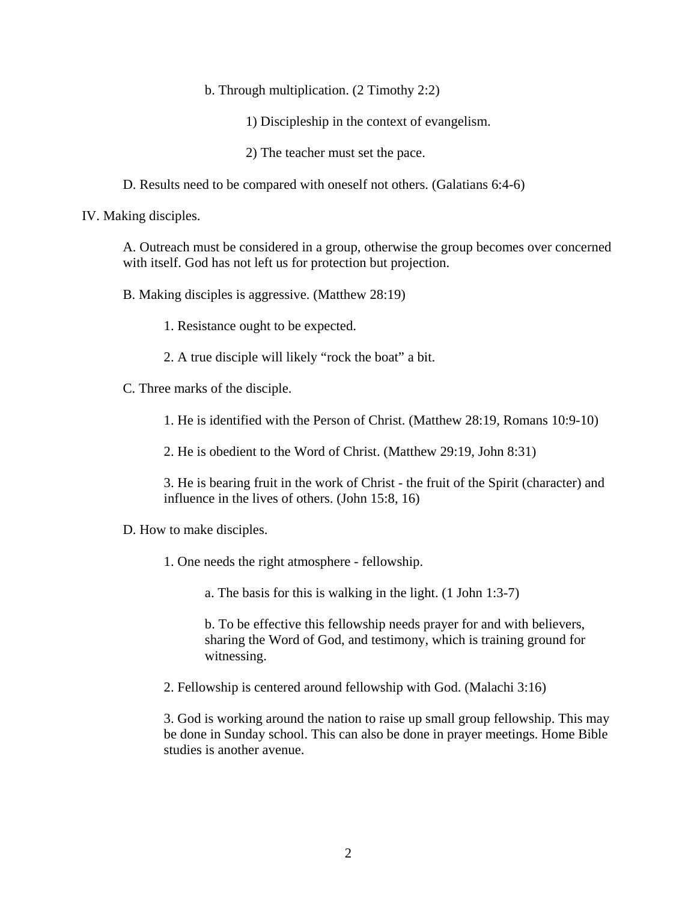b. Through multiplication. (2 Timothy 2:2)

1) Discipleship in the context of evangelism.

2) The teacher must set the pace.

D. Results need to be compared with oneself not others. (Galatians 6:4-6)

IV. Making disciples.

A. Outreach must be considered in a group, otherwise the group becomes over concerned with itself. God has not left us for protection but projection.

B. Making disciples is aggressive. (Matthew 28:19)

1. Resistance ought to be expected.

2. A true disciple will likely "rock the boat" a bit.

C. Three marks of the disciple.

1. He is identified with the Person of Christ. (Matthew 28:19, Romans 10:9-10)

2. He is obedient to the Word of Christ. (Matthew 29:19, John 8:31)

3. He is bearing fruit in the work of Christ - the fruit of the Spirit (character) and influence in the lives of others. (John 15:8, 16)

D. How to make disciples.

1. One needs the right atmosphere - fellowship.

a. The basis for this is walking in the light. (1 John 1:3-7)

b. To be effective this fellowship needs prayer for and with believers, sharing the Word of God, and testimony, which is training ground for witnessing.

2. Fellowship is centered around fellowship with God. (Malachi 3:16)

3. God is working around the nation to raise up small group fellowship. This may be done in Sunday school. This can also be done in prayer meetings. Home Bible studies is another avenue.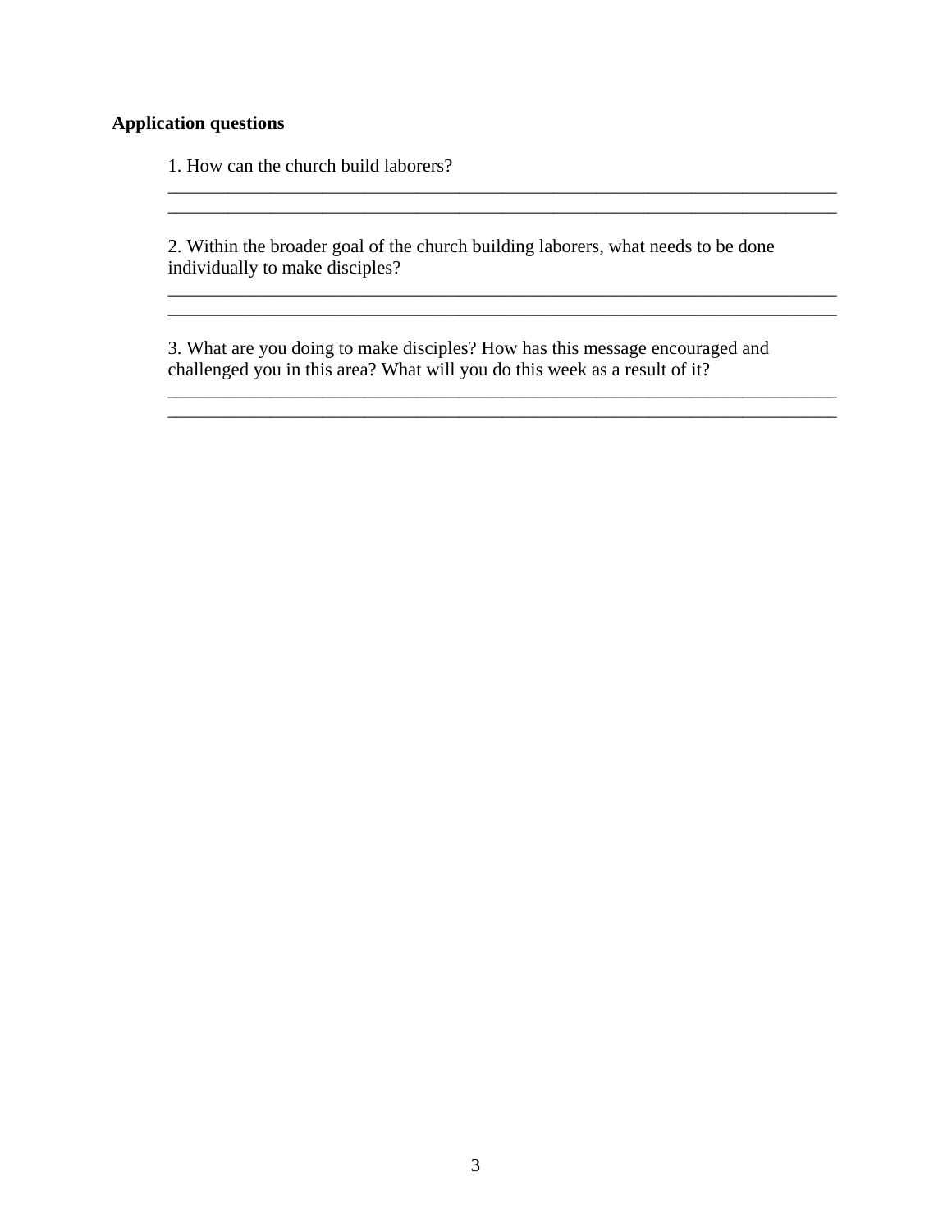**Application questions**

1. How can the church build laborers?

____________________________________________________________________________
____________________________________________________________________________

2. Within the broader goal of the church building laborers, what needs to be done individually to make disciples?

____________________________________________________________________________
____________________________________________________________________________

3. What are you doing to make disciples? How has this message encouraged and challenged you in this area? What will you do this week as a result of it?

____________________________________________________________________________
____________________________________________________________________________